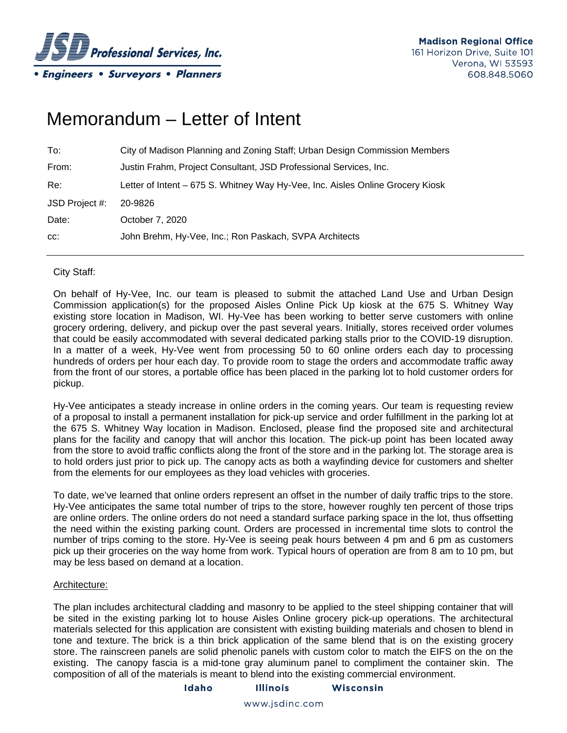**JSD Professional Services, Inc.**
• Engineers • Surveyors • Planners

**Madison Regional Office**
161 Horizon Drive, Suite 101
Verona, WI 53593
608.848.5060

# Memorandum – Letter of Intent

| | |
|---|---|
| To: | City of Madison Planning and Zoning Staff; Urban Design Commission Members |
| From: | Justin Frahm, Project Consultant, JSD Professional Services, Inc. |
| Re: | Letter of Intent – 675 S. Whitney Way Hy-Vee, Inc. Aisles Online Grocery Kiosk |
| JSD Project #: | 20-9826 |
| Date: | October 7, 2020 |
| cc: | John Brehm, Hy-Vee, Inc.; Ron Paskach, SVPA Architects |

---

City Staff:

On behalf of Hy-Vee, Inc. our team is pleased to submit the attached Land Use and Urban Design Commission application(s) for the proposed Aisles Online Pick Up kiosk at the 675 S. Whitney Way existing store location in Madison, WI. Hy-Vee has been working to better serve customers with online grocery ordering, delivery, and pickup over the past several years. Initially, stores received order volumes that could be easily accommodated with several dedicated parking stalls prior to the COVID-19 disruption. In a matter of a week, Hy-Vee went from processing 50 to 60 online orders each day to processing hundreds of orders per hour each day. To provide room to stage the orders and accommodate traffic away from the front of our stores, a portable office has been placed in the parking lot to hold customer orders for pickup.

Hy-Vee anticipates a steady increase in online orders in the coming years. Our team is requesting review of a proposal to install a permanent installation for pick-up service and order fulfillment in the parking lot at the 675 S. Whitney Way location in Madison. Enclosed, please find the proposed site and architectural plans for the facility and canopy that will anchor this location. The pick-up point has been located away from the store to avoid traffic conflicts along the front of the store and in the parking lot. The storage area is to hold orders just prior to pick up. The canopy acts as both a wayfinding device for customers and shelter from the elements for our employees as they load vehicles with groceries.

To date, we've learned that online orders represent an offset in the number of daily traffic trips to the store. Hy-Vee anticipates the same total number of trips to the store, however roughly ten percent of those trips are online orders. The online orders do not need a standard surface parking space in the lot, thus offsetting the need within the existing parking count. Orders are processed in incremental time slots to control the number of trips coming to the store. Hy-Vee is seeing peak hours between 4 pm and 6 pm as customers pick up their groceries on the way home from work. Typical hours of operation are from 8 am to 10 pm, but may be less based on demand at a location.

<u>Architecture:</u>

The plan includes architectural cladding and masonry to be applied to the steel shipping container that will be sited in the existing parking lot to house Aisles Online grocery pick-up operations. The architectural materials selected for this application are consistent with existing building materials and chosen to blend in tone and texture. The brick is a thin brick application of the same blend that is on the existing grocery store. The rainscreen panels are solid phenolic panels with custom color to match the EIFS on the on the existing. The canopy fascia is a mid-tone gray aluminum panel to compliment the container skin. The composition of all of the materials is meant to blend into the existing commercial environment.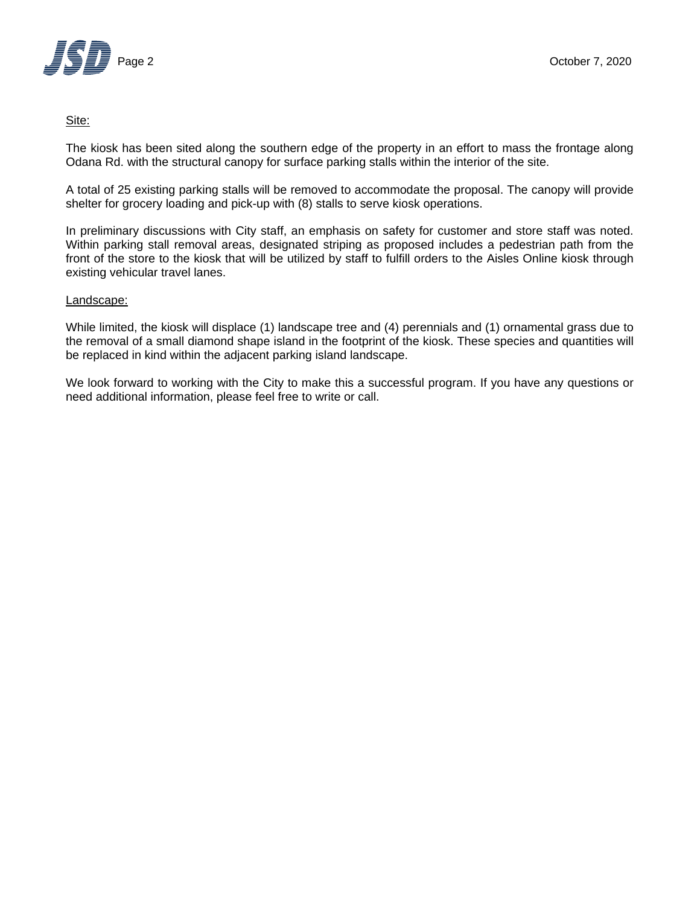Site:

The kiosk has been sited along the southern edge of the property in an effort to mass the frontage along Odana Rd. with the structural canopy for surface parking stalls within the interior of the site.

A total of 25 existing parking stalls will be removed to accommodate the proposal. The canopy will provide shelter for grocery loading and pick-up with (8) stalls to serve kiosk operations.

In preliminary discussions with City staff, an emphasis on safety for customer and store staff was noted. Within parking stall removal areas, designated striping as proposed includes a pedestrian path from the front of the store to the kiosk that will be utilized by staff to fulfill orders to the Aisles Online kiosk through existing vehicular travel lanes.

Landscape:

While limited, the kiosk will displace (1) landscape tree and (4) perennials and (1) ornamental grass due to the removal of a small diamond shape island in the footprint of the kiosk. These species and quantities will be replaced in kind within the adjacent parking island landscape.

We look forward to working with the City to make this a successful program. If you have any questions or need additional information, please feel free to write or call.